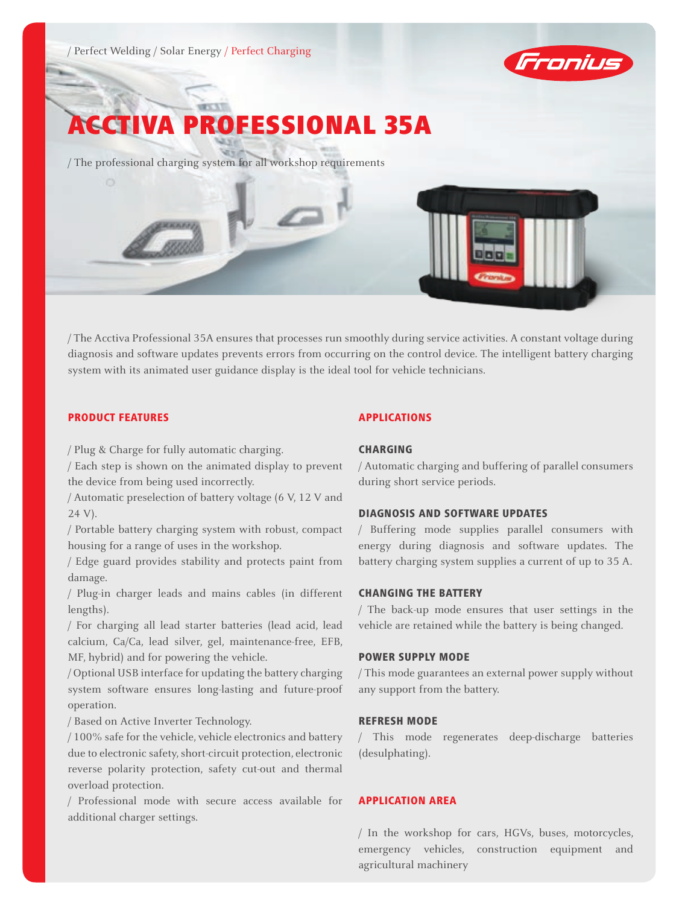/ Perfect Welding / Solar Energy / Perfect Charging

# ACCTIVA PROFESSIONAL 35A

/ The professional charging system for all workshop requirements

/ The Acctiva Professional 35A ensures that processes run smoothly during service activities. A constant voltage during diagnosis and software updates prevents errors from occurring on the control device. The intelligent battery charging system with its animated user guidance display is the ideal tool for vehicle technicians.

## PRODUCT FEATURES

/ Plug & Charge for fully automatic charging.
/ Each step is shown on the animated display to prevent the device from being used incorrectly.
/ Automatic preselection of battery voltage (6 V, 12 V and 24 V).
/ Portable battery charging system with robust, compact housing for a range of uses in the workshop.
/ Edge guard provides stability and protects paint from damage.
/ Plug-in charger leads and mains cables (in different lengths).
/ For charging all lead starter batteries (lead acid, lead calcium, Ca/Ca, lead silver, gel, maintenance-free, EFB, MF, hybrid) and for powering the vehicle.
/ Optional USB interface for updating the battery charging system software ensures long-lasting and future-proof operation.
/ Based on Active Inverter Technology.
/ 100% safe for the vehicle, vehicle electronics and battery due to electronic safety, short-circuit protection, electronic reverse polarity protection, safety cut-out and thermal overload protection.
/ Professional mode with secure access available for additional charger settings.

## APPLICATIONS

### CHARGING

/ Automatic charging and buffering of parallel consumers during short service periods.

### DIAGNOSIS AND SOFTWARE UPDATES

/ Buffering mode supplies parallel consumers with energy during diagnosis and software updates. The battery charging system supplies a current of up to 35 A.

### CHANGING THE BATTERY

/ The back-up mode ensures that user settings in the vehicle are retained while the battery is being changed.

### POWER SUPPLY MODE

/ This mode guarantees an external power supply without any support from the battery.

### REFRESH MODE

/ This mode regenerates deep-discharge batteries (desulphating).

## APPLICATION AREA

/ In the workshop for cars, HGVs, buses, motorcycles, emergency vehicles, construction equipment and agricultural machinery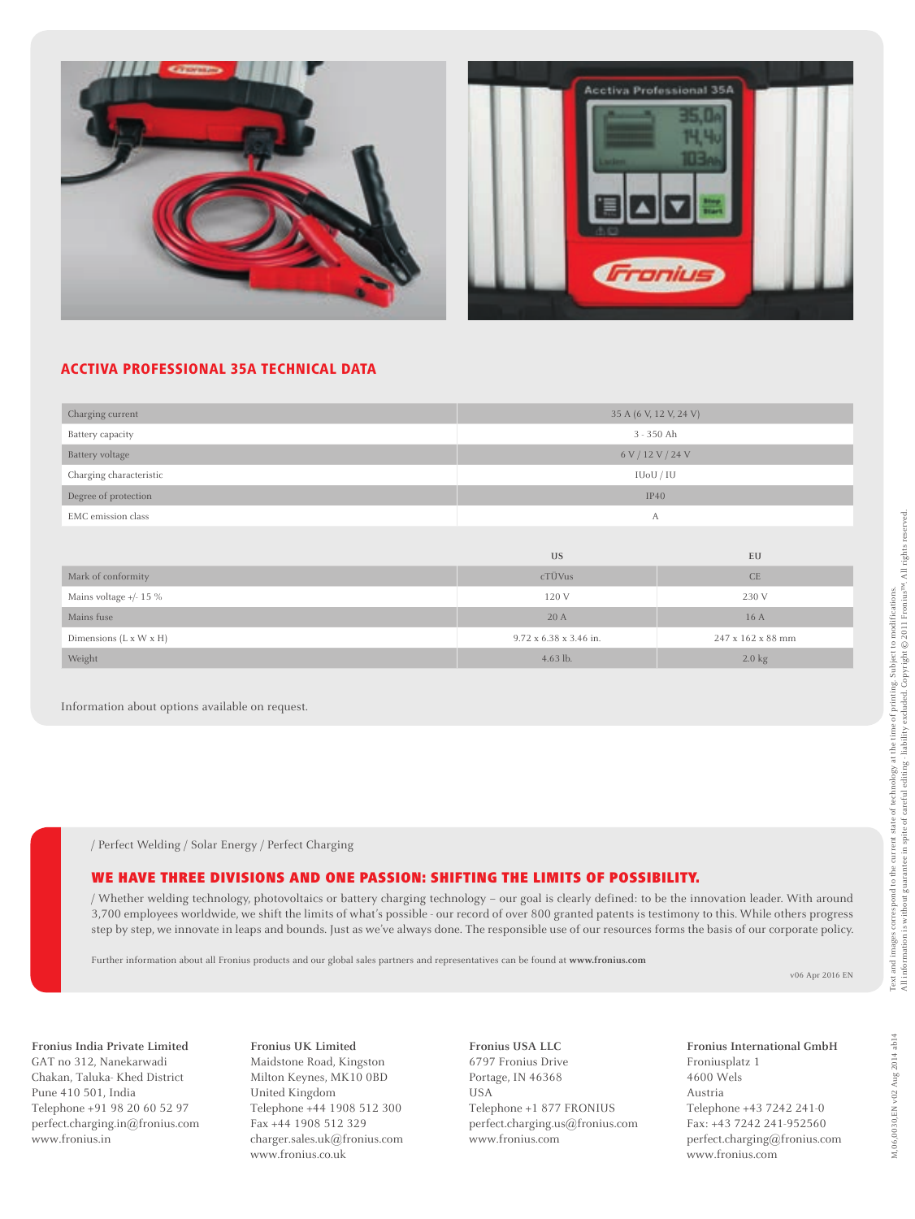## ACCTIVA PROFESSIONAL 35A TECHNICAL DATA

| | |
|---|---|
| Charging current | 35 A (6 V, 12 V, 24 V) |
| Battery capacity | 3 - 350 Ah |
| Battery voltage | 6 V / 12 V / 24 V |
| Charging characteristic | IUoU / IU |
| Degree of protection | IP40 |
| EMC emission class | A |

| | US | EU |
|---|---|---|
| Mark of conformity | cTÜVus | CE |
| Mains voltage +/- 15 % | 120 V | 230 V |
| Mains fuse | 20 A | 16 A |
| Dimensions (L x W x H) | 9.72 x 6.38 x 3.46 in. | 247 x 162 x 88 mm |
| Weight | 4.63 lb. | 2.0 kg |

Information about options available on request.

/ Perfect Welding / Solar Energy / Perfect Charging

### WE HAVE THREE DIVISIONS AND ONE PASSION: SHIFTING THE LIMITS OF POSSIBILITY.

/ Whether welding technology, photovoltaics or battery charging technology – our goal is clearly defined: to be the innovation leader. With around 3,700 employees worldwide, we shift the limits of what's possible - our record of over 800 granted patents is testimony to this. While others progress step by step, we innovate in leaps and bounds. Just as we've always done. The responsible use of our resources forms the basis of our corporate policy.

Further information about all Fronius products and our global sales partners and representatives can be found at **www.fronius.com**

v06 Apr 2016 EN

Text and images correspond to the current state of technology at the time of printing. Subject to modifications. All information is without guarantee in spite of careful editing - liability excluded. Copyright © 2011 Fronius™. All rights reserved.

**Fronius India Private Limited**
GAT no 312, Nanekarwadi
Chakan, Taluka- Khed District
Pune 410 501, India
Telephone +91 98 20 60 52 97
perfect.charging.in@fronius.com
www.fronius.in

**Fronius UK Limited**
Maidstone Road, Kingston
Milton Keynes, MK10 0BD
United Kingdom
Telephone +44 1908 512 300
Fax +44 1908 512 329
charger.sales.uk@fronius.com
www.fronius.co.uk

**Fronius USA LLC**
6797 Fronius Drive
Portage, IN 46368
USA
Telephone +1 877 FRONIUS
perfect.charging.us@fronius.com
www.fronius.com

**Fronius International GmbH**
Froniusplatz 1
4600 Wels
Austria
Telephone +43 7242 241-0
Fax: +43 7242 241-952560
perfect.charging@fronius.com
www.fronius.com

M,06,0030,EN v02 Aug 2014 ab14